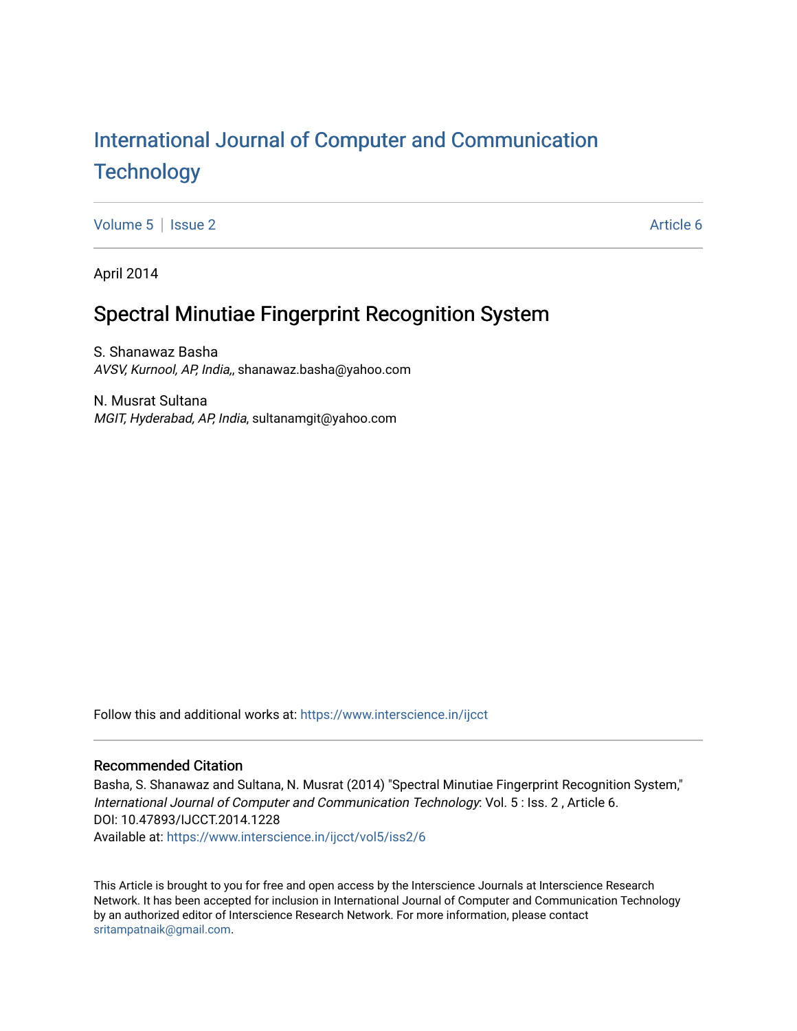# International Journal of Computer and Communication Technology

Volume 5 | Issue 2 Article 6

April 2014

## Spectral Minutiae Fingerprint Recognition System

S. Shanawaz Basha
*AVSV, Kurnool, AP, India,*, shanawaz.basha@yahoo.com

N. Musrat Sultana
*MGIT, Hyderabad, AP, India*, sultanamgit@yahoo.com

Follow this and additional works at: https://www.interscience.in/ijcct

### Recommended Citation

Basha, S. Shanawaz and Sultana, N. Musrat (2014) "Spectral Minutiae Fingerprint Recognition System," *International Journal of Computer and Communication Technology*: Vol. 5 : Iss. 2 , Article 6.
DOI: 10.47893/IJCCT.2014.1228
Available at: https://www.interscience.in/ijcct/vol5/iss2/6

This Article is brought to you for free and open access by the Interscience Journals at Interscience Research Network. It has been accepted for inclusion in International Journal of Computer and Communication Technology by an authorized editor of Interscience Research Network. For more information, please contact sritampatnaik@gmail.com.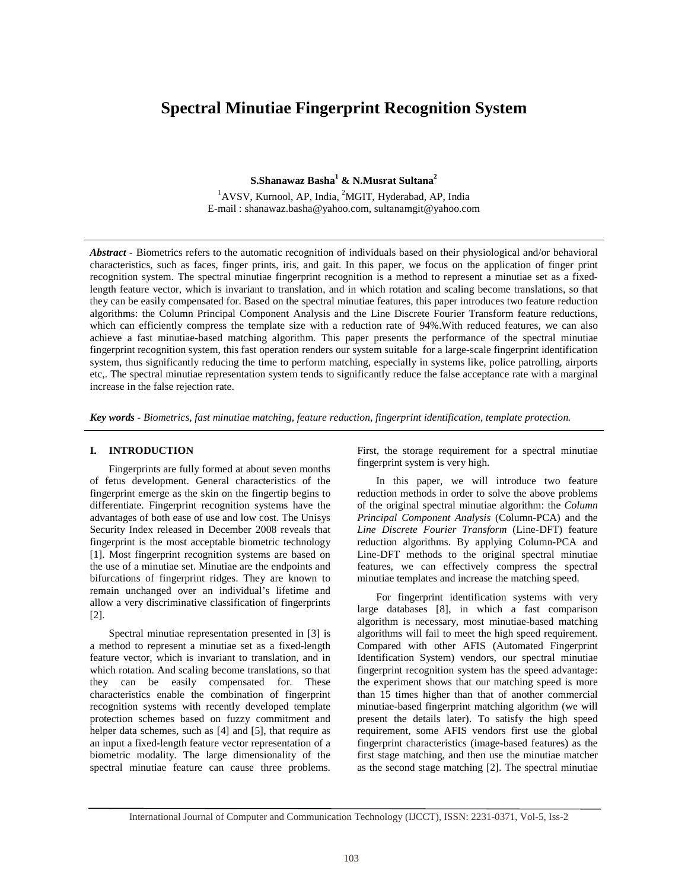#### Spectral Minutiae Fingerprint Recognition System

**S.Shanawaz Basha[1] & N.Musrat Sultana[2]**

[1]AVSV, Kurnool, AP, India, [2]MGIT, Hyderabad, AP, India
E-mail : shanawaz.basha@yahoo.com, sultanamgit@yahoo.com

***Abstract*** *-* Biometrics refers to the automatic recognition of individuals based on their physiological and/or behavioral characteristics, such as faces, finger prints, iris, and gait. In this paper, we focus on the application of finger print recognition system. The spectral minutiae fingerprint recognition is a method to represent a minutiae set as a fixed-length feature vector, which is invariant to translation, and in which rotation and scaling become translations, so that they can be easily compensated for. Based on the spectral minutiae features, this paper introduces two feature reduction algorithms: the Column Principal Component Analysis and the Line Discrete Fourier Transform feature reductions, which can efficiently compress the template size with a reduction rate of 94%.With reduced features, we can also achieve a fast minutiae-based matching algorithm. This paper presents the performance of the spectral minutiae fingerprint recognition system, this fast operation renders our system suitable for a large-scale fingerprint identification system, thus significantly reducing the time to perform matching, especially in systems like, police patrolling, airports etc,. The spectral minutiae representation system tends to significantly reduce the false acceptance rate with a marginal increase in the false rejection rate.

***Key words*** *- Biometrics, fast minutiae matching, feature reduction, fingerprint identification, template protection.*

## I. INTRODUCTION

Fingerprints are fully formed at about seven months of fetus development. General characteristics of the fingerprint emerge as the skin on the fingertip begins to differentiate. Fingerprint recognition systems have the advantages of both ease of use and low cost. The Unisys Security Index released in December 2008 reveals that fingerprint is the most acceptable biometric technology [1]. Most fingerprint recognition systems are based on the use of a minutiae set. Minutiae are the endpoints and bifurcations of fingerprint ridges. They are known to remain unchanged over an individual's lifetime and allow a very discriminative classification of fingerprints [2].

Spectral minutiae representation presented in [3] is a method to represent a minutiae set as a fixed-length feature vector, which is invariant to translation, and in which rotation. And scaling become translations, so that they can be easily compensated for. These characteristics enable the combination of fingerprint recognition systems with recently developed template protection schemes based on fuzzy commitment and helper data schemes, such as [4] and [5], that require as an input a fixed-length feature vector representation of a biometric modality. The large dimensionality of the spectral minutiae feature can cause three problems. First, the storage requirement for a spectral minutiae fingerprint system is very high.

In this paper, we will introduce two feature reduction methods in order to solve the above problems of the original spectral minutiae algorithm: the *Column Principal Component Analysis* (Column-PCA) and the *Line Discrete Fourier Transform* (Line-DFT) feature reduction algorithms. By applying Column-PCA and Line-DFT methods to the original spectral minutiae features, we can effectively compress the spectral minutiae templates and increase the matching speed.

For fingerprint identification systems with very large databases [8], in which a fast comparison algorithm is necessary, most minutiae-based matching algorithms will fail to meet the high speed requirement. Compared with other AFIS (Automated Fingerprint Identification System) vendors, our spectral minutiae fingerprint recognition system has the speed advantage: the experiment shows that our matching speed is more than 15 times higher than that of another commercial minutiae-based fingerprint matching algorithm (we will present the details later). To satisfy the high speed requirement, some AFIS vendors first use the global fingerprint characteristics (image-based features) as the first stage matching, and then use the minutiae matcher as the second stage matching [2]. The spectral minutiae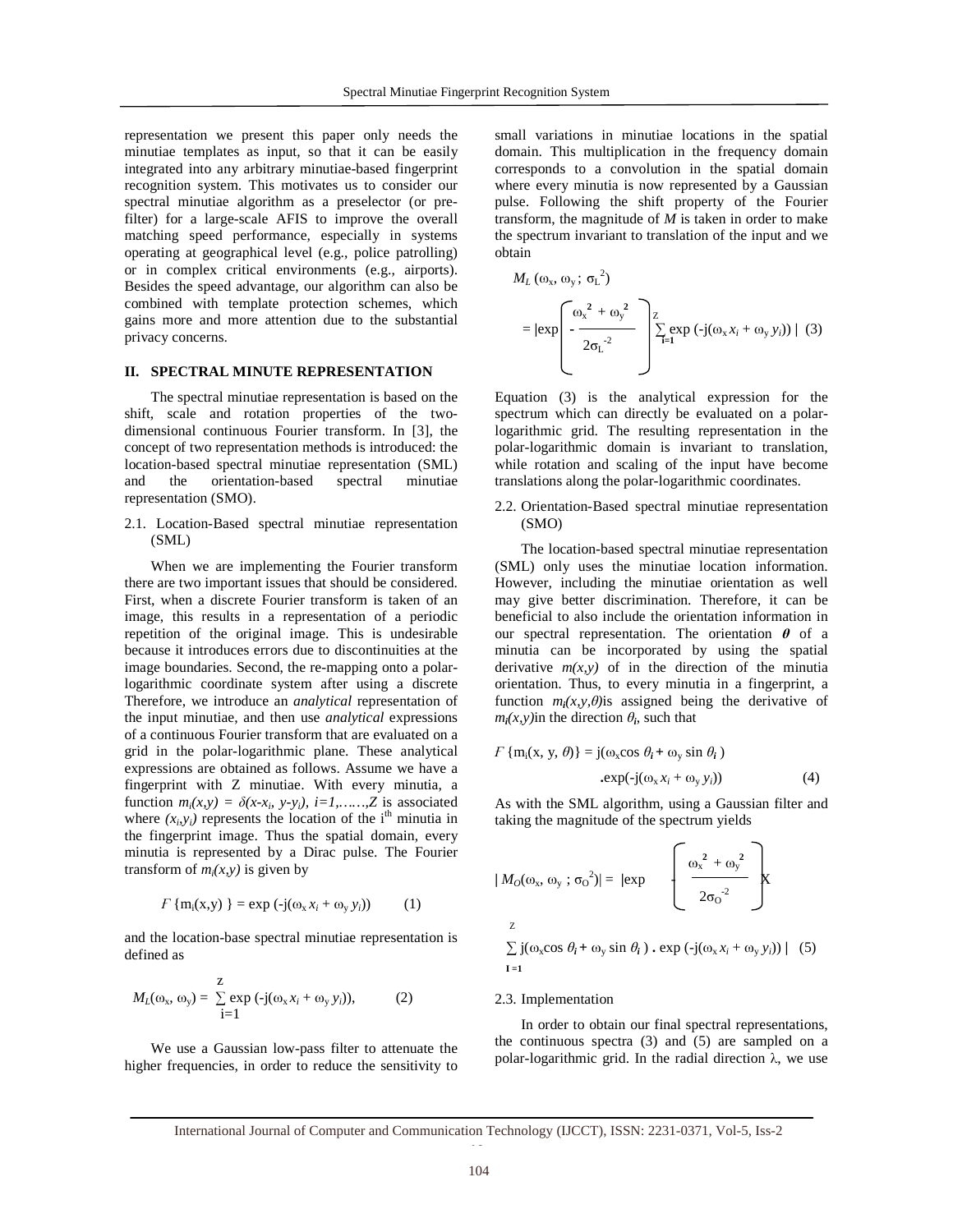representation we present this paper only needs the minutiae templates as input, so that it can be easily integrated into any arbitrary minutiae-based fingerprint recognition system. This motivates us to consider our spectral minutiae algorithm as a preselector (or pre-filter) for a large-scale AFIS to improve the overall matching speed performance, especially in systems operating at geographical level (e.g., police patrolling) or in complex critical environments (e.g., airports). Besides the speed advantage, our algorithm can also be combined with template protection schemes, which gains more and more attention due to the substantial privacy concerns.

## II. SPECTRAL MINUTE REPRESENTATION

The spectral minutiae representation is based on the shift, scale and rotation properties of the two-dimensional continuous Fourier transform. In [3], the concept of two representation methods is introduced: the location-based spectral minutiae representation (SML) and the orientation-based spectral minutiae representation (SMO).

### 2.1. Location-Based spectral minutiae representation (SML)

When we are implementing the Fourier transform there are two important issues that should be considered. First, when a discrete Fourier transform is taken of an image, this results in a representation of a periodic repetition of the original image. This is undesirable because it introduces errors due to discontinuities at the image boundaries. Second, the re-mapping onto a polar-logarithmic coordinate system after using a discrete Therefore, we introduce an *analytical* representation of the input minutiae, and then use *analytical* expressions of a continuous Fourier transform that are evaluated on a grid in the polar-logarithmic plane. These analytical expressions are obtained as follows. Assume we have a fingerprint with Z minutiae. With every minutia, a function $m_i(x,y) = \delta(x-x_i, y-y_i)$, $i=1,\ldots\ldots,Z$ is associated where $(x_i,y_i)$ represents the location of the i[th] minutia in the fingerprint image. Thus the spatial domain, every minutia is represented by a Dirac pulse. The Fourier transform of $m_i(x,y)$ is given by

$$\Gamma\{m_i(x,y)\} = \exp(-j(\omega_x x_i + \omega_y y_i)) \qquad (1)$$

and the location-base spectral minutiae representation is defined as

$$M_L(\omega_x, \omega_y) = \sum_{i=1}^{Z} \exp(-j(\omega_x x_i + \omega_y y_i)), \qquad (2)$$

We use a Gaussian low-pass filter to attenuate the higher frequencies, in order to reduce the sensitivity to small variations in minutiae locations in the spatial domain. This multiplication in the frequency domain corresponds to a convolution in the spatial domain where every minutia is now represented by a Gaussian pulse. Following the shift property of the Fourier transform, the magnitude of *M* is taken in order to make the spectrum invariant to translation of the input and we obtain

$$M_L(\omega_x, \omega_y; \sigma_L^2) = \left|\exp\left(-\frac{\omega_x^2 + \omega_y^2}{2\sigma_L^{-2}}\right) \sum_{i=1}^{Z} \exp(-j(\omega_x x_i + \omega_y y_i))\right| \quad (3)$$

Equation (3) is the analytical expression for the spectrum which can directly be evaluated on a polar-logarithmic grid. The resulting representation in the polar-logarithmic domain is invariant to translation, while rotation and scaling of the input have become translations along the polar-logarithmic coordinates.

### 2.2. Orientation-Based spectral minutiae representation (SMO)

The location-based spectral minutiae representation (SML) only uses the minutiae location information. However, including the minutiae orientation as well may give better discrimination. Therefore, it can be beneficial to also include the orientation information in our spectral representation. The orientation $\boldsymbol{\theta}$ of a minutia can be incorporated by using the spatial derivative $m(x,y)$ of in the direction of the minutia orientation. Thus, to every minutia in a fingerprint, a function $m_i(x,y,\theta)$is assigned being the derivative of $m_i(x,y)$in the direction $\theta_i$, such that

$$\Gamma\{m_i(x, y, \theta)\} = j(\omega_x \cos\theta_i + \omega_y \sin\theta_i) \cdot \exp(-j(\omega_x x_i + \omega_y y_i)) \qquad (4)$$

As with the SML algorithm, using a Gaussian filter and taking the magnitude of the spectrum yields

$$|M_O(\omega_x, \omega_y; \sigma_O^2)| = \left|\exp\left(-\frac{\omega_x^2 + \omega_y^2}{2\sigma_O^{-2}}\right) \times \sum_{i=1}^{Z} j(\omega_x \cos\theta_i + \omega_y \sin\theta_i) \cdot \exp(-j(\omega_x x_i + \omega_y y_i))\right| \quad (5)$$

### 2.3. Implementation

In order to obtain our final spectral representations, the continuous spectra (3) and (5) are sampled on a polar-logarithmic grid. In the radial direction λ, we use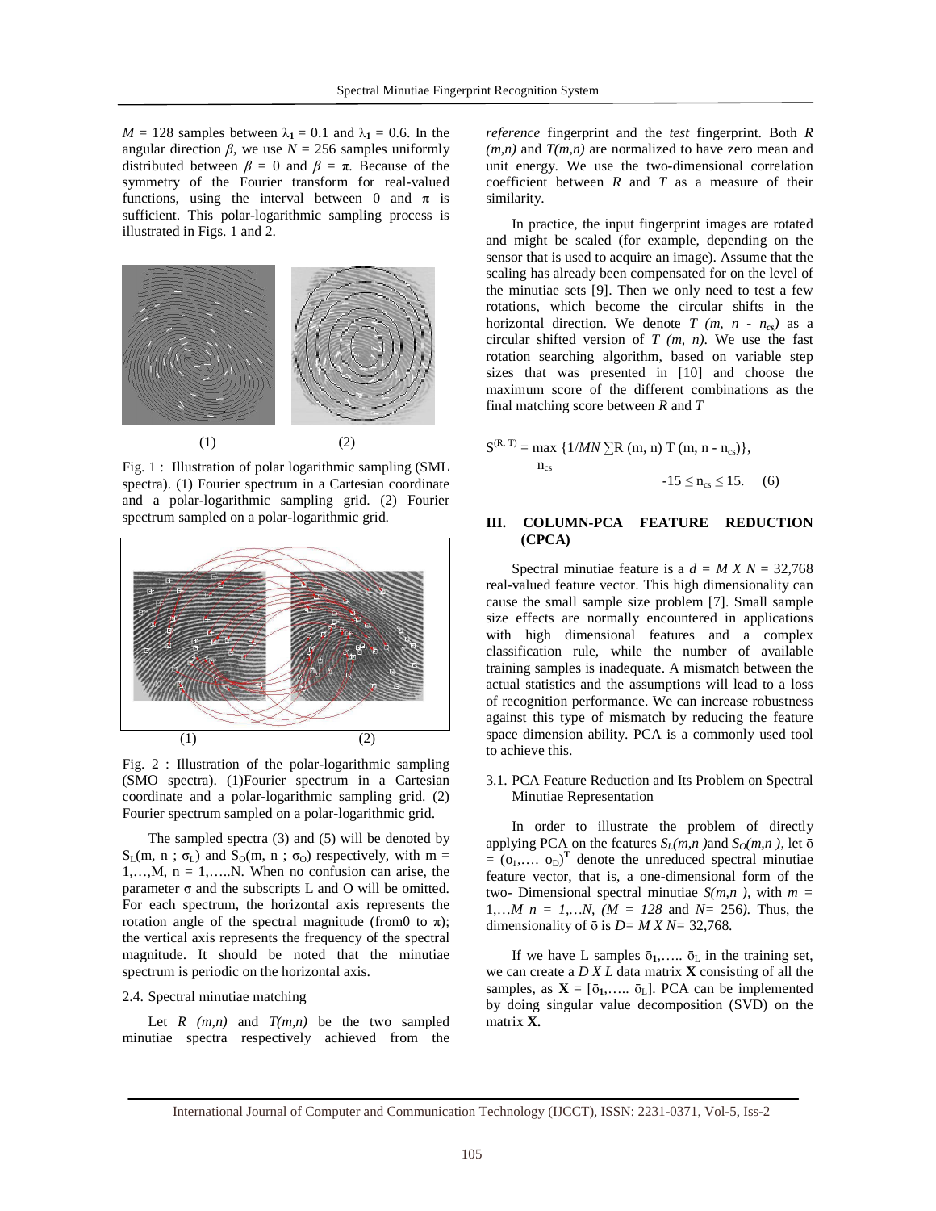$M$ = 128 samples between $\lambda_1$ = 0.1 and $\lambda_1$ = 0.6. In the angular direction $\beta$, we use $N$ = 256 samples uniformly distributed between $\beta$ = 0 and $\beta$ = $\pi$. Because of the symmetry of the Fourier transform for real-valued functions, using the interval between 0 and $\pi$ is sufficient. This polar-logarithmic sampling process is illustrated in Figs. 1 and 2.

(1) (2)

Fig. 1 : Illustration of polar logarithmic sampling (SML spectra). (1) Fourier spectrum in a Cartesian coordinate and a polar-logarithmic sampling grid. (2) Fourier spectrum sampled on a polar-logarithmic grid.

(1) (2)

Fig. 2 : Illustration of the polar-logarithmic sampling (SMO spectra). (1)Fourier spectrum in a Cartesian coordinate and a polar-logarithmic sampling grid. (2) Fourier spectrum sampled on a polar-logarithmic grid.

The sampled spectra (3) and (5) will be denoted by $S_L(m, n ; \sigma_L)$ and $S_O(m, n ; \sigma_O)$ respectively, with m = 1,…,M, n = 1,…..N. When no confusion can arise, the parameter $\sigma$ and the subscripts L and O will be omitted. For each spectrum, the horizontal axis represents the rotation angle of the spectral magnitude (from0 to $\pi$); the vertical axis represents the frequency of the spectral magnitude. It should be noted that the minutiae spectrum is periodic on the horizontal axis.

2.4. Spectral minutiae matching

Let $R$ $(m,n)$ and $T(m,n)$ be the two sampled minutiae spectra respectively achieved from the *reference* fingerprint and the *test* fingerprint. Both $R$ $(m,n)$ and $T(m,n)$ are normalized to have zero mean and unit energy. We use the two-dimensional correlation coefficient between $R$ and $T$ as a measure of their similarity.

In practice, the input fingerprint images are rotated and might be scaled (for example, depending on the sensor that is used to acquire an image). Assume that the scaling has already been compensated for on the level of the minutiae sets [9]. Then we only need to test a few rotations, which become the circular shifts in the horizontal direction. We denote $T$ $(m, n - n_{cs})$ as a circular shifted version of $T$ $(m, n)$. We use the fast rotation searching algorithm, based on variable step sizes that was presented in [10] and choose the maximum score of the different combinations as the final matching score between $R$ and $T$

$$S^{(R,\,T)} = \max_{n_{cs}} \{1/MN \sum R(m, n)\, T(m, n - n_{cs})\},$$
$$-15 \leq n_{cs} \leq 15. \quad (6)$$

## III. COLUMN-PCA FEATURE REDUCTION (CPCA)

Spectral minutiae feature is a $d = M \times N$ = 32,768 real-valued feature vector. This high dimensionality can cause the small sample size problem [7]. Small sample size effects are normally encountered in applications with high dimensional features and a complex classification rule, while the number of available training samples is inadequate. A mismatch between the actual statistics and the assumptions will lead to a loss of recognition performance. We can increase robustness against this type of mismatch by reducing the feature space dimension ability. PCA is a commonly used tool to achieve this.

3.1. PCA Feature Reduction and Its Problem on Spectral Minutiae Representation

In order to illustrate the problem of directly applying PCA on the features $S_L(m,n)$and $S_O(m,n)$, let $\bar{o} = (o_1,\ldots.\ o_D)^{\mathbf{T}}$ denote the unreduced spectral minutiae feature vector, that is, a one-dimensional form of the two- Dimensional spectral minutiae $S(m,n)$, with $m$ = 1,…$M$ $n$ = 1,…$N$, ($M$ = 128 and $N$= 256). Thus, the dimensionality of $\bar{o}$ is $D$= $M \times N$= 32,768.

If we have L samples $\bar{o}_1$,….. $\bar{o}_L$ in the training set, we can create a $D \times L$ data matrix $\mathbf{X}$ consisting of all the samples, as $\mathbf{X} = [\bar{o}_1,\ldots..\ \bar{o}_L]$. PCA can be implemented by doing singular value decomposition (SVD) on the matrix **X.**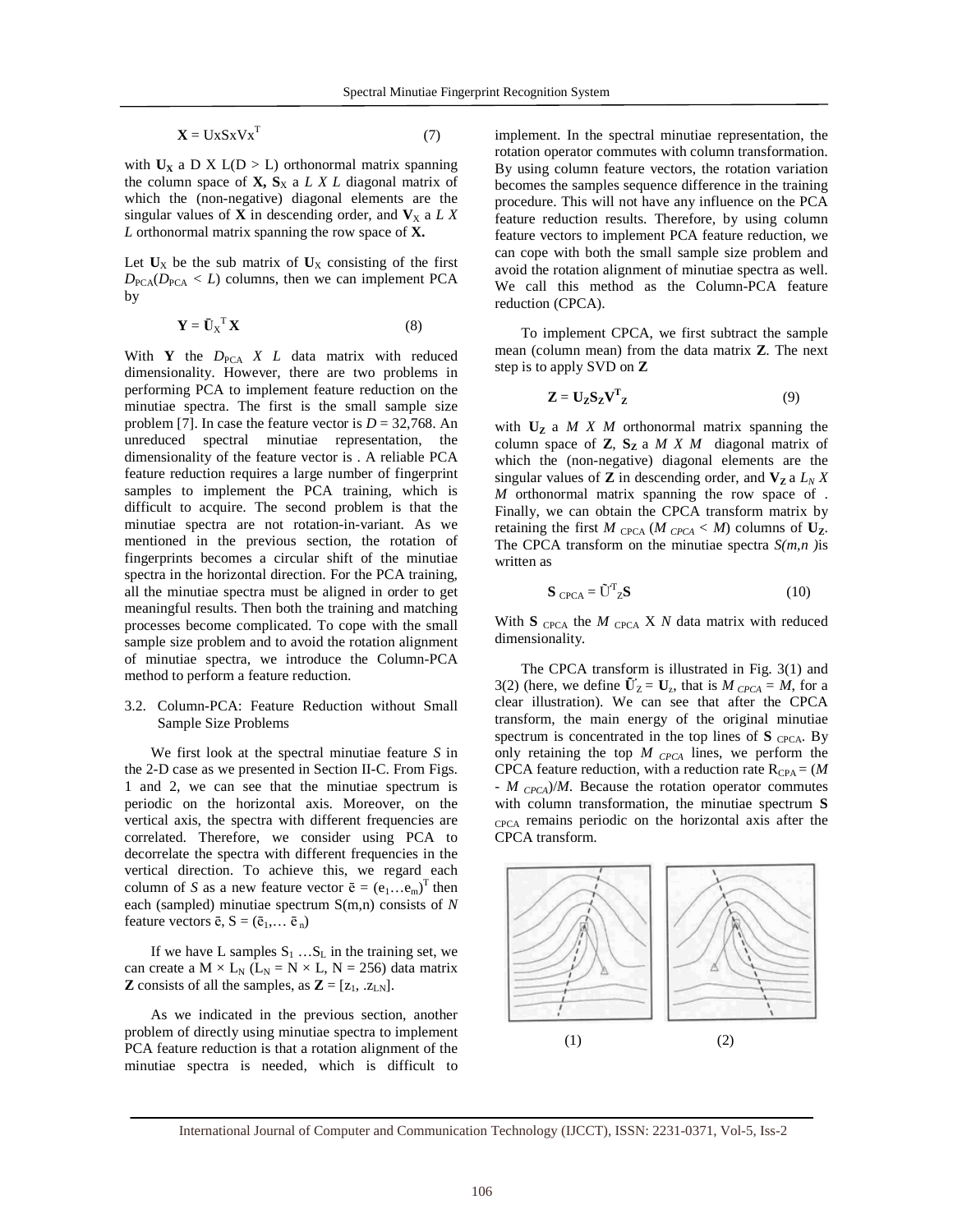$$\mathbf{X} = \mathrm{UxSxVx}^{T} \quad (7)$$

with $\mathbf{U_X}$ a D X L(D > L) orthonormal matrix spanning the column space of **X,** $\mathbf{S}_X$ a *L X L* diagonal matrix of which the (non-negative) diagonal elements are the singular values of **X** in descending order, and $\mathbf{V}_X$ a *L X L* orthonormal matrix spanning the row space of **X.**

Let $\mathbf{U}_X$ be the sub matrix of $\mathbf{U}_X$ consisting of the first $D_{PCA}(D_{PCA} < L)$ columns, then we can implement PCA by

$$\mathbf{Y} = \bar{\mathbf{U}}_X^{T}\,\mathbf{X} \quad (8)$$

With **Y** the $D_{PCA}$ *X L* data matrix with reduced dimensionality. However, there are two problems in performing PCA to implement feature reduction on the minutiae spectra. The first is the small sample size problem [7]. In case the feature vector is $D = 32{,}768$. An unreduced spectral minutiae representation, the dimensionality of the feature vector is . A reliable PCA feature reduction requires a large number of fingerprint samples to implement the PCA training, which is difficult to acquire. The second problem is that the minutiae spectra are not rotation-in-variant. As we mentioned in the previous section, the rotation of fingerprints becomes a circular shift of the minutiae spectra in the horizontal direction. For the PCA training, all the minutiae spectra must be aligned in order to get meaningful results. Then both the training and matching processes become complicated. To cope with the small sample size problem and to avoid the rotation alignment of minutiae spectra, we introduce the Column-PCA method to perform a feature reduction.

### 3.2. Column-PCA: Feature Reduction without Small Sample Size Problems

We first look at the spectral minutiae feature *S* in the 2-D case as we presented in Section II-C. From Figs. 1 and 2, we can see that the minutiae spectrum is periodic on the horizontal axis. Moreover, on the vertical axis, the spectra with different frequencies are correlated. Therefore, we consider using PCA to decorrelate the spectra with different frequencies in the vertical direction. To achieve this, we regard each column of *S* as a new feature vector $\bar{e} = (e_1 \ldots e_m)^T$ then each (sampled) minutiae spectrum S(m,n) consists of *N* feature vectors $\bar{e}$, $S = (\bar{e}_1, \ldots \bar{e}_n)$

If we have L samples $S_1 \ldots S_L$ in the training set, we can create a $M \times L_N$ ($L_N = N \times L$, $N = 256$) data matrix **Z** consists of all the samples, as $\mathbf{Z} = [z_1, .z_{LN}]$.

As we indicated in the previous section, another problem of directly using minutiae spectra to implement PCA feature reduction is that a rotation alignment of the minutiae spectra is needed, which is difficult to implement. In the spectral minutiae representation, the rotation operator commutes with column transformation. By using column feature vectors, the rotation variation becomes the samples sequence difference in the training procedure. This will not have any influence on the PCA feature reduction results. Therefore, by using column feature vectors to implement PCA feature reduction, we can cope with both the small sample size problem and avoid the rotation alignment of minutiae spectra as well. We call this method as the Column-PCA feature reduction (CPCA).

To implement CPCA, we first subtract the sample mean (column mean) from the data matrix **Z**. The next step is to apply SVD on **Z**

$$\mathbf{Z} = \mathbf{U_Z S_Z V^T_Z} \quad (9)$$

with $\mathbf{U_Z}$ a *M X M* orthonormal matrix spanning the column space of **Z**, $\mathbf{S_Z}$ a *M X M* diagonal matrix of which the (non-negative) diagonal elements are the singular values of **Z** in descending order, and $\mathbf{V_Z}$ a $L_N$ *X M* orthonormal matrix spanning the row space of . Finally, we can obtain the CPCA transform matrix by retaining the first $M_{CPCA}$ ($M_{CPCA} < M$) columns of $\mathbf{U_Z}$. The CPCA transform on the minutiae spectra *S(m,n )*is written as

$$\mathbf{S}_{CPCA} = \tilde{\mathrm{U}}^{T}_{Z}\mathbf{S} \quad (10)$$

With $\mathbf{S}_{CPCA}$ the $M_{CPCA}$ X *N* data matrix with reduced dimensionality.

The CPCA transform is illustrated in Fig. 3(1) and 3(2) (here, we define $\tilde{\mathbf{U}}_Z = \mathbf{U}_z$, that is $M_{CPCA} = M$, for a clear illustration). We can see that after the CPCA transform, the main energy of the original minutiae spectrum is concentrated in the top lines of $\mathbf{S}_{CPCA}$. By only retaining the top $M_{CPCA}$ lines, we perform the CPCA feature reduction, with a reduction rate $R_{CPA} = (M - M_{CPCA})/M$. Because the rotation operator commutes with column transformation, the minutiae spectrum $\mathbf{S}_{CPCA}$ remains periodic on the horizontal axis after the CPCA transform.

(1) (2)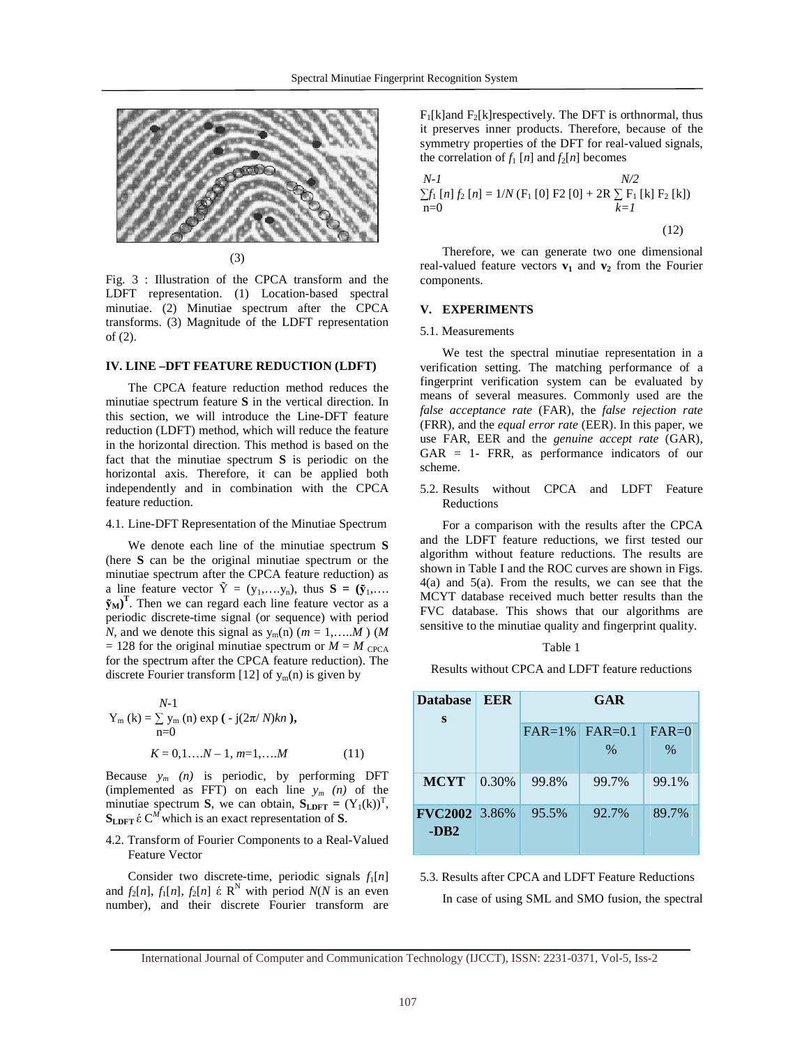(3)

Fig. 3 : Illustration of the CPCA transform and the LDFT representation. (1) Location-based spectral minutiae. (2) Minutiae spectrum after the CPCA transforms. (3) Magnitude of the LDFT representation of (2).

## IV. LINE –DFT FEATURE REDUCTION (LDFT)

The CPCA feature reduction method reduces the minutiae spectrum feature **S** in the vertical direction. In this section, we will introduce the Line-DFT feature reduction (LDFT) method, which will reduce the feature in the horizontal direction. This method is based on the fact that the minutiae spectrum **S** is periodic on the horizontal axis. Therefore, it can be applied both independently and in combination with the CPCA feature reduction.

### 4.1. Line-DFT Representation of the Minutiae Spectrum

We denote each line of the minutiae spectrum **S** (here **S** can be the original minutiae spectrum or the minutiae spectrum after the CPCA feature reduction) as a line feature vector $\tilde{Y} = (y_1,\ldots,y_n)$, thus $\mathbf{S} = (\tilde{\mathbf{y}}_1,\ldots.\tilde{\mathbf{y}}_M)^T$. Then we can regard each line feature vector as a periodic discrete-time signal (or sequence) with period *N*, and we denote this signal as $y_m(n)$ ($m = 1,\ldots..M$ ) ($M = 128$ for the original minutiae spectrum or $M = M_{CPCA}$ for the spectrum after the CPCA feature reduction). The discrete Fourier transform [12] of $y_m(n)$ is given by

$$Y_m(k) = \sum_{n=0}^{N-1} y_m(n) \exp\left(-j(2\pi/N)kn\right),$$

$$K = 0,1\ldots.N-1,\ m=1,\ldots.M \tag{11}$$

Because $y_m(n)$ is periodic, by performing DFT (implemented as FFT) on each line $y_m(n)$ of the minutiae spectrum **S**, we can obtain, $\mathbf{S}_{\mathbf{LDFT}} = (Y_1(k))^T$, $\mathbf{S}_{\mathbf{LDFT}} \in C^M$ which is an exact representation of **S**.

### 4.2. Transform of Fourier Components to a Real-Valued Feature Vector

Consider two discrete-time, periodic signals $f_1[n]$ and $f_2[n]$, $f_1[n]$, $f_2[n] \in R^N$ with period *N*(*N* is an even number), and their discrete Fourier transform are $F_1[k]$and $F_2[k]$respectively. The DFT is orthnormal, thus it preserves inner products. Therefore, because of the symmetry properties of the DFT for real-valued signals, the correlation of $f_1[n]$ and $f_2[n]$ becomes

$$\sum_{n=0}^{N-1} f_1[n]\, f_2[n] = 1/N\left(F_1[0]\, F2[0] + 2R \sum_{k=1}^{N/2} F_1[k]\, F_2[k]\right) \tag{12}$$

Therefore, we can generate two one dimensional real-valued feature vectors $\mathbf{v_1}$ and $\mathbf{v_2}$ from the Fourier components.

## V. EXPERIMENTS

### 5.1. Measurements

We test the spectral minutiae representation in a verification setting. The matching performance of a fingerprint verification system can be evaluated by means of several measures. Commonly used are the *false acceptance rate* (FAR), the *false rejection rate* (FRR), and the *equal error rate* (EER). In this paper, we use FAR, EER and the *genuine accept rate* (GAR), GAR = 1- FRR, as performance indicators of our scheme.

### 5.2. Results without CPCA and LDFT Feature Reductions

For a comparison with the results after the CPCA and the LDFT feature reductions, we first tested our algorithm without feature reductions. The results are shown in Table I and the ROC curves are shown in Figs. 4(a) and 5(a). From the results, we can see that the MCYT database received much better results than the FVC database. This shows that our algorithms are sensitive to the minutiae quality and fingerprint quality.

Table 1

Results without CPCA and LDFT feature reductions

| Databases | EER | GAR | | |
|---|---|---|---|---|
| | | FAR=1% | FAR=0.1 % | FAR=0 % |
| **MCYT** | 0.30% | 99.8% | 99.7% | 99.1% |
| **FVC2002 -DB2** | 3.86% | 95.5% | 92.7% | 89.7% |

### 5.3. Results after CPCA and LDFT Feature Reductions

In case of using SML and SMO fusion, the spectral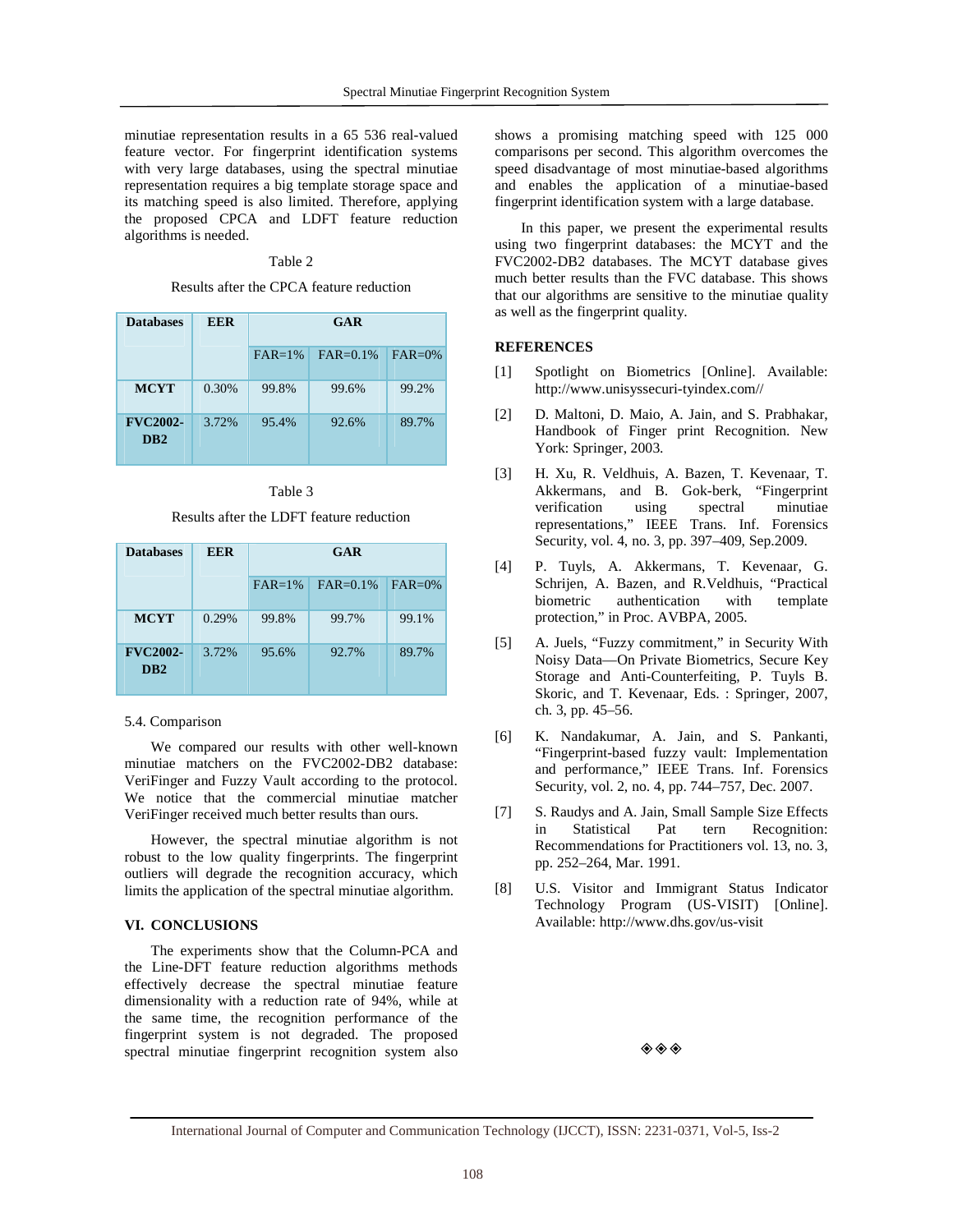minutiae representation results in a 65 536 real-valued feature vector. For fingerprint identification systems with very large databases, using the spectral minutiae representation requires a big template storage space and its matching speed is also limited. Therefore, applying the proposed CPCA and LDFT feature reduction algorithms is needed.

Table 2

Results after the CPCA feature reduction

| Databases | EER | GAR | | |
|---|---|---|---|---|
| | | FAR=1% | FAR=0.1% | FAR=0% |
| **MCYT** | 0.30% | 99.8% | 99.6% | 99.2% |
| **FVC2002-DB2** | 3.72% | 95.4% | 92.6% | 89.7% |

Table 3

Results after the LDFT feature reduction

| Databases | EER | GAR | | |
|---|---|---|---|---|
| | | FAR=1% | FAR=0.1% | FAR=0% |
| **MCYT** | 0.29% | 99.8% | 99.7% | 99.1% |
| **FVC2002-DB2** | 3.72% | 95.6% | 92.7% | 89.7% |

### 5.4. Comparison

We compared our results with other well-known minutiae matchers on the FVC2002-DB2 database: VeriFinger and Fuzzy Vault according to the protocol. We notice that the commercial minutiae matcher VeriFinger received much better results than ours.

However, the spectral minutiae algorithm is not robust to the low quality fingerprints. The fingerprint outliers will degrade the recognition accuracy, which limits the application of the spectral minutiae algorithm.

## VI. CONCLUSIONS

The experiments show that the Column-PCA and the Line-DFT feature reduction algorithms methods effectively decrease the spectral minutiae feature dimensionality with a reduction rate of 94%, while at the same time, the recognition performance of the fingerprint system is not degraded. The proposed spectral minutiae fingerprint recognition system also shows a promising matching speed with 125 000 comparisons per second. This algorithm overcomes the speed disadvantage of most minutiae-based algorithms and enables the application of a minutiae-based fingerprint identification system with a large database.

In this paper, we present the experimental results using two fingerprint databases: the MCYT and the FVC2002-DB2 databases. The MCYT database gives much better results than the FVC database. This shows that our algorithms are sensitive to the minutiae quality as well as the fingerprint quality.

## REFERENCES

[1] Spotlight on Biometrics [Online]. Available: http://www.unisyssecuri-tyindex.com//

[2] D. Maltoni, D. Maio, A. Jain, and S. Prabhakar, Handbook of Finger print Recognition. New York: Springer, 2003.

[3] H. Xu, R. Veldhuis, A. Bazen, T. Kevenaar, T. Akkermans, and B. Gok-berk, "Fingerprint verification using spectral minutiae representations," IEEE Trans. Inf. Forensics Security, vol. 4, no. 3, pp. 397–409, Sep.2009.

[4] P. Tuyls, A. Akkermans, T. Kevenaar, G. Schrijen, A. Bazen, and R.Veldhuis, "Practical biometric authentication with template protection," in Proc. AVBPA, 2005.

[5] A. Juels, "Fuzzy commitment," in Security With Noisy Data—On Private Biometrics, Secure Key Storage and Anti-Counterfeiting, P. Tuyls B. Skoric, and T. Kevenaar, Eds. : Springer, 2007, ch. 3, pp. 45–56.

[6] K. Nandakumar, A. Jain, and S. Pankanti, "Fingerprint-based fuzzy vault: Implementation and performance," IEEE Trans. Inf. Forensics Security, vol. 2, no. 4, pp. 744–757, Dec. 2007.

[7] S. Raudys and A. Jain, Small Sample Size Effects in Statistical Pat tern Recognition: Recommendations for Practitioners vol. 13, no. 3, pp. 252–264, Mar. 1991.

[8] U.S. Visitor and Immigrant Status Indicator Technology Program (US-VISIT) [Online]. Available: http://www.dhs.gov/us-visit

◈◈◈